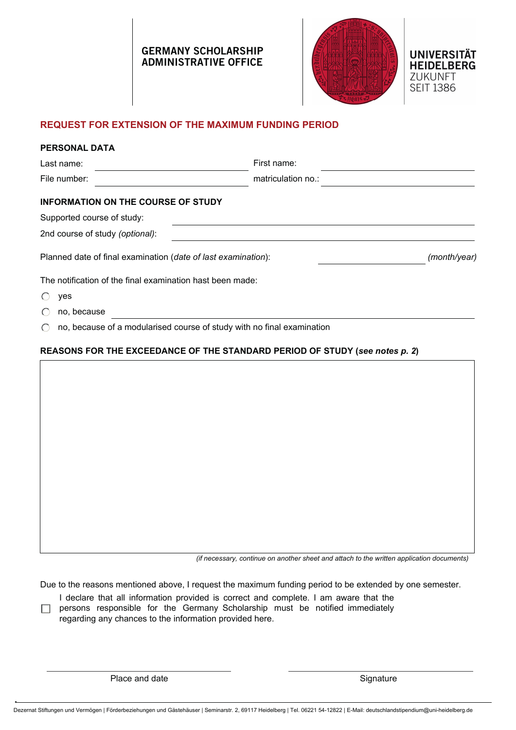GERMANY SCHOLARSHIP
ADMINISTRATIVE OFFICE

UNIVERSITÄT
HEIDELBERG
ZUKUNFT
SEIT 1386

## REQUEST FOR EXTENSION OF THE MAXIMUM FUNDING PERIOD

### PERSONAL DATA

Last name: ____________________ First name: ____________________

File number: ____________________ matriculation no.: ____________________

### INFORMATION ON THE COURSE OF STUDY

Supported course of study: ____________________

2nd course of study *(optional)*: ____________________

Planned date of final examination (*date of last examination*): ____________________ *(month/year)*

The notification of the final examination hast been made:

- ◯ yes
- ◯ no, because ____________________
- ◯ no, because of a modularised course of study with no final examination

### REASONS FOR THE EXCEEDANCE OF THE STANDARD PERIOD OF STUDY (*see notes p. 2*)

*(if necessary, continue on another sheet and attach to the written application documents)*

Due to the reasons mentioned above, I request the maximum funding period to be extended by one semester.

☐ I declare that all information provided is correct and complete. I am aware that the persons responsible for the Germany Scholarship must be notified immediately regarding any chances to the information provided here.

Place and date

Signature

Dezernat Stiftungen und Vermögen | Förderbeziehungen und Gästehäuser | Seminarstr. 2, 69117 Heidelberg | Tel. 06221 54-12822 | E-Mail: deutschlandstipendium@uni-heidelberg.de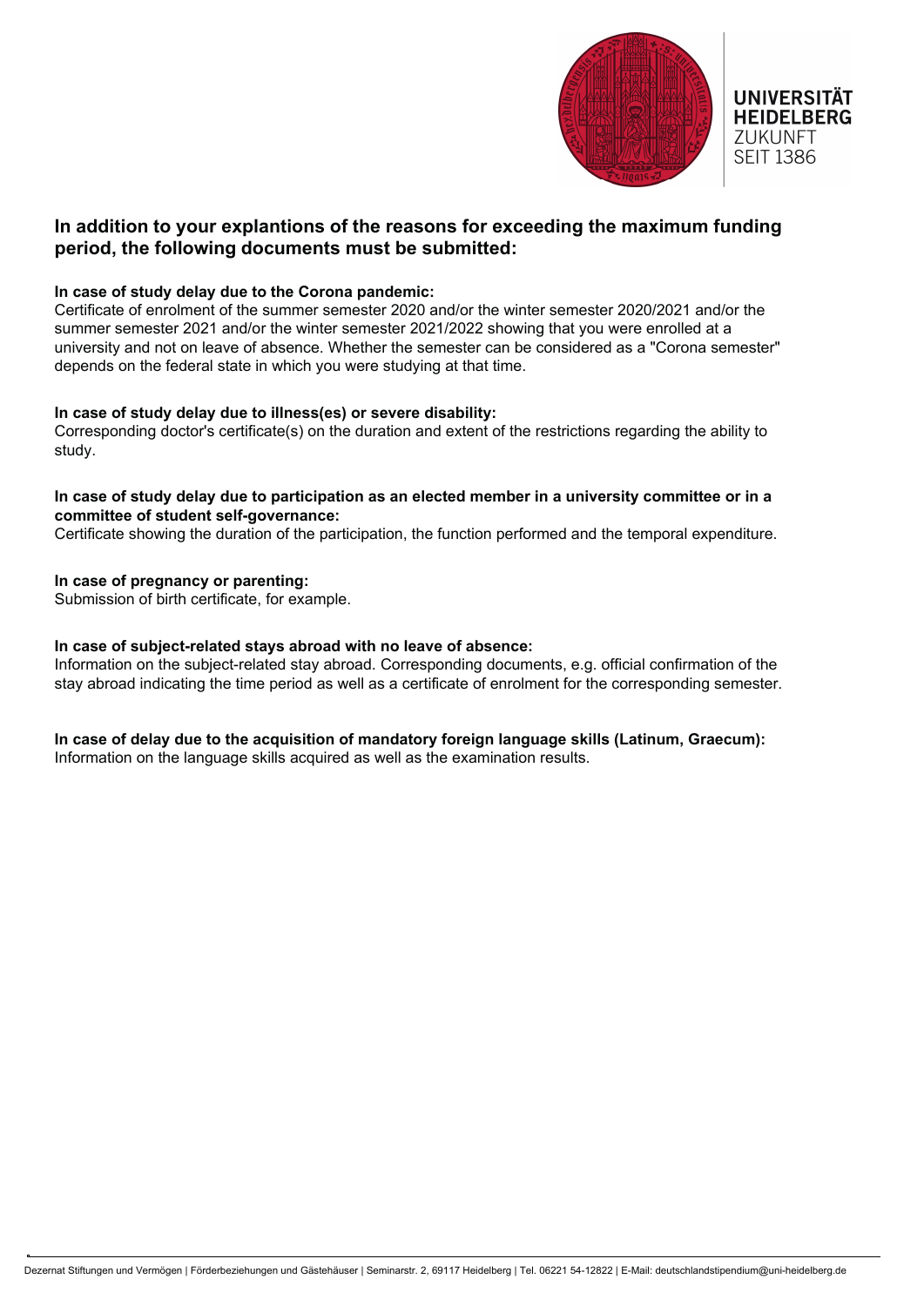## In addition to your explantions of the reasons for exceeding the maximum funding period, the following documents must be submitted:

**In case of study delay due to the Corona pandemic:**
Certificate of enrolment of the summer semester 2020 and/or the winter semester 2020/2021 and/or the summer semester 2021 and/or the winter semester 2021/2022 showing that you were enrolled at a university and not on leave of absence. Whether the semester can be considered as a "Corona semester" depends on the federal state in which you were studying at that time.

**In case of study delay due to illness(es) or severe disability:**
Corresponding doctor's certificate(s) on the duration and extent of the restrictions regarding the ability to study.

**In case of study delay due to participation as an elected member in a university committee or in a committee of student self-governance:**
Certificate showing the duration of the participation, the function performed and the temporal expenditure.

**In case of pregnancy or parenting:**
Submission of birth certificate, for example.

**In case of subject-related stays abroad with no leave of absence:**
Information on the subject-related stay abroad. Corresponding documents, e.g. official confirmation of the stay abroad indicating the time period as well as a certificate of enrolment for the corresponding semester.

**In case of delay due to the acquisition of mandatory foreign language skills (Latinum, Graecum):**
Information on the language skills acquired as well as the examination results.